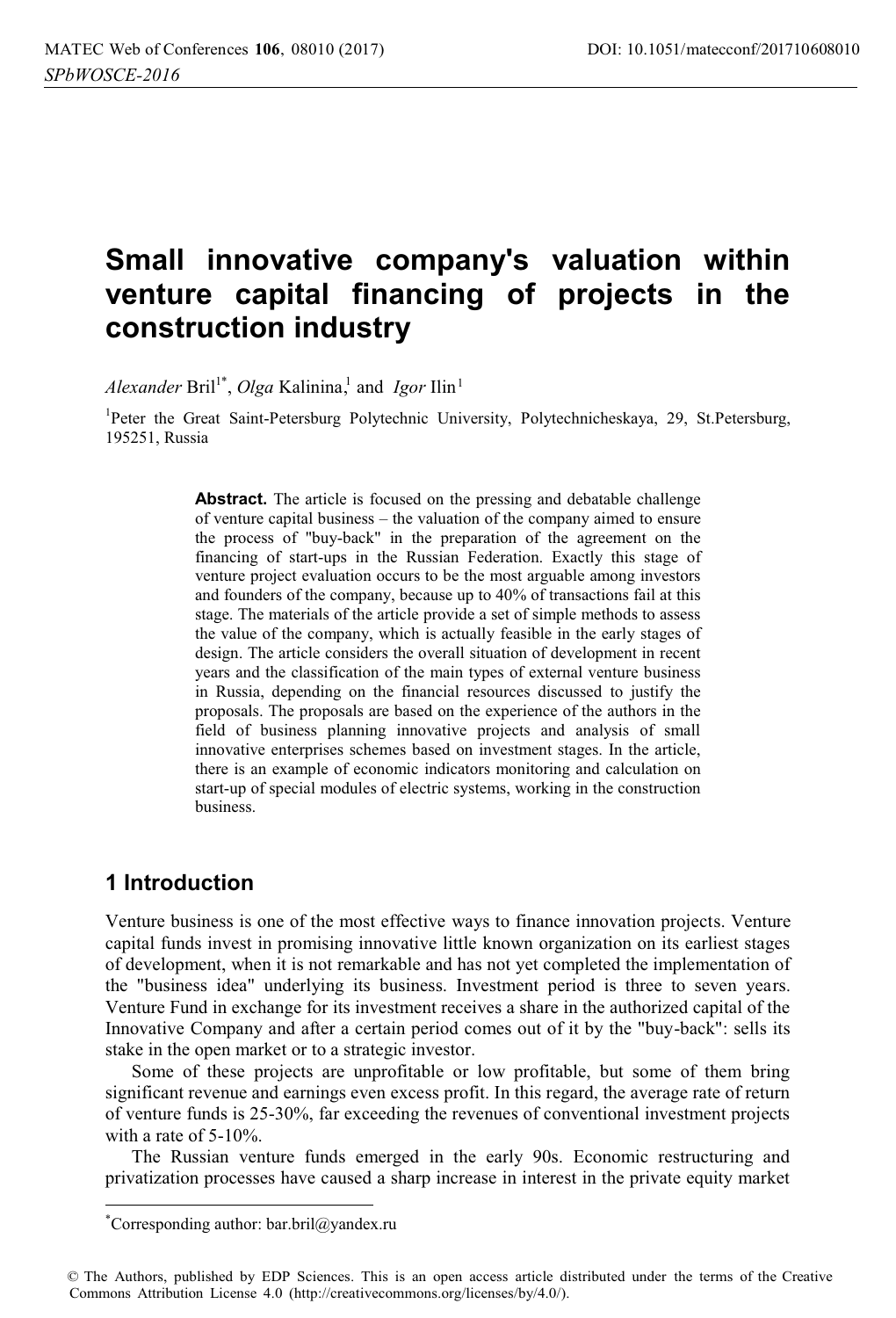# Small innovative company's valuation within venture capital financing of projects in the construction industry

*Alexander* Bril[1*], *Olga* Kalinina,[1] and *Igor* Ilin[1]

[1]Peter the Great Saint-Petersburg Polytechnic University, Polytechnicheskaya, 29, St.Petersburg, 195251, Russia

**Abstract.** The article is focused on the pressing and debatable challenge of venture capital business – the valuation of the company aimed to ensure the process of "buy-back" in the preparation of the agreement on the financing of start-ups in the Russian Federation. Exactly this stage of venture project evaluation occurs to be the most arguable among investors and founders of the company, because up to 40% of transactions fail at this stage. The materials of the article provide a set of simple methods to assess the value of the company, which is actually feasible in the early stages of design. The article considers the overall situation of development in recent years and the classification of the main types of external venture business in Russia, depending on the financial resources discussed to justify the proposals. The proposals are based on the experience of the authors in the field of business planning innovative projects and analysis of small innovative enterprises schemes based on investment stages. In the article, there is an example of economic indicators monitoring and calculation on start-up of special modules of electric systems, working in the construction business.

## 1 Introduction

Venture business is one of the most effective ways to finance innovation projects. Venture capital funds invest in promising innovative little known organization on its earliest stages of development, when it is not remarkable and has not yet completed the implementation of the "business idea" underlying its business. Investment period is three to seven years. Venture Fund in exchange for its investment receives a share in the authorized capital of the Innovative Company and after a certain period comes out of it by the "buy-back": sells its stake in the open market or to a strategic investor.

Some of these projects are unprofitable or low profitable, but some of them bring significant revenue and earnings even excess profit. In this regard, the average rate of return of venture funds is 25-30%, far exceeding the revenues of conventional investment projects with a rate of 5-10%.

The Russian venture funds emerged in the early 90s. Economic restructuring and privatization processes have caused a sharp increase in interest in the private equity market

---

*Corresponding author: bar.bril@yandex.ru

© The Authors, published by EDP Sciences. This is an open access article distributed under the terms of the Creative Commons Attribution License 4.0 (http://creativecommons.org/licenses/by/4.0/).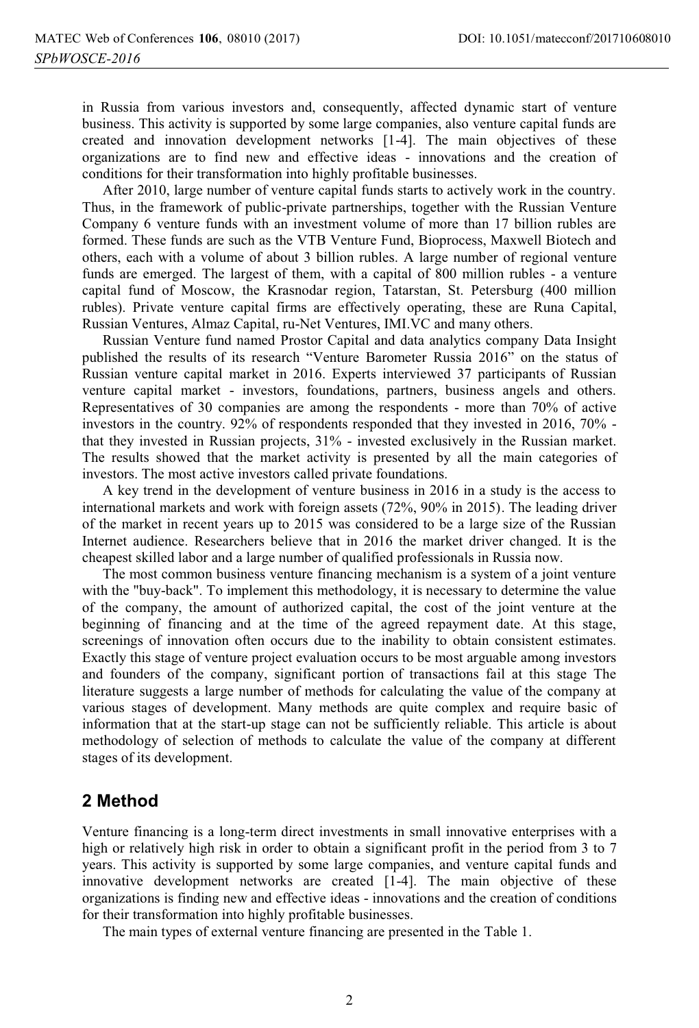in Russia from various investors and, consequently, affected dynamic start of venture business. This activity is supported by some large companies, also venture capital funds are created and innovation development networks [1-4]. The main objectives of these organizations are to find new and effective ideas - innovations and the creation of conditions for their transformation into highly profitable businesses.

After 2010, large number of venture capital funds starts to actively work in the country. Thus, in the framework of public-private partnerships, together with the Russian Venture Company 6 venture funds with an investment volume of more than 17 billion rubles are formed. These funds are such as the VTB Venture Fund, Bioprocess, Maxwell Biotech and others, each with a volume of about 3 billion rubles. A large number of regional venture funds are emerged. The largest of them, with a capital of 800 million rubles - a venture capital fund of Moscow, the Krasnodar region, Tatarstan, St. Petersburg (400 million rubles). Private venture capital firms are effectively operating, these are Runa Capital, Russian Ventures, Almaz Capital, ru-Net Ventures, IMI.VC and many others.

Russian Venture fund named Prostor Capital and data analytics company Data Insight published the results of its research "Venture Barometer Russia 2016" on the status of Russian venture capital market in 2016. Experts interviewed 37 participants of Russian venture capital market - investors, foundations, partners, business angels and others. Representatives of 30 companies are among the respondents - more than 70% of active investors in the country. 92% of respondents responded that they invested in 2016, 70% - that they invested in Russian projects, 31% - invested exclusively in the Russian market. The results showed that the market activity is presented by all the main categories of investors. The most active investors called private foundations.

A key trend in the development of venture business in 2016 in a study is the access to international markets and work with foreign assets (72%, 90% in 2015). The leading driver of the market in recent years up to 2015 was considered to be a large size of the Russian Internet audience. Researchers believe that in 2016 the market driver changed. It is the cheapest skilled labor and a large number of qualified professionals in Russia now.

The most common business venture financing mechanism is a system of a joint venture with the "buy-back". To implement this methodology, it is necessary to determine the value of the company, the amount of authorized capital, the cost of the joint venture at the beginning of financing and at the time of the agreed repayment date. At this stage, screenings of innovation often occurs due to the inability to obtain consistent estimates. Exactly this stage of venture project evaluation occurs to be most arguable among investors and founders of the company, significant portion of transactions fail at this stage The literature suggests a large number of methods for calculating the value of the company at various stages of development. Many methods are quite complex and require basic of information that at the start-up stage can not be sufficiently reliable. This article is about methodology of selection of methods to calculate the value of the company at different stages of its development.

## 2 Method

Venture financing is a long-term direct investments in small innovative enterprises with a high or relatively high risk in order to obtain a significant profit in the period from 3 to 7 years. This activity is supported by some large companies, and venture capital funds and innovative development networks are created [1-4]. The main objective of these organizations is finding new and effective ideas - innovations and the creation of conditions for their transformation into highly profitable businesses.

The main types of external venture financing are presented in the Table 1.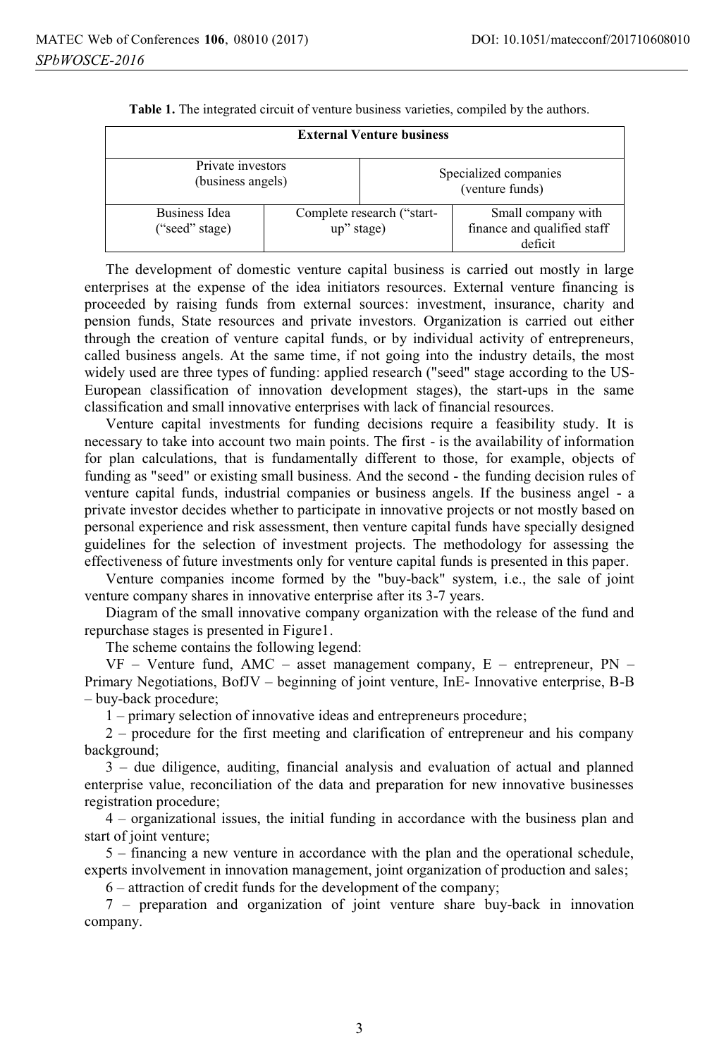**Table 1.** The integrated circuit of venture business varieties, compiled by the authors.

| External Venture business | | |
|---|---|---|
| Private investors (business angels) | | Specialized companies (venture funds) |
| Business Idea ("seed" stage) | Complete research ("start-up" stage) | Small company with finance and qualified staff deficit |

The development of domestic venture capital business is carried out mostly in large enterprises at the expense of the idea initiators resources. External venture financing is proceeded by raising funds from external sources: investment, insurance, charity and pension funds, State resources and private investors. Organization is carried out either through the creation of venture capital funds, or by individual activity of entrepreneurs, called business angels. At the same time, if not going into the industry details, the most widely used are three types of funding: applied research ("seed" stage according to the US-European classification of innovation development stages), the start-ups in the same classification and small innovative enterprises with lack of financial resources.

Venture capital investments for funding decisions require a feasibility study. It is necessary to take into account two main points. The first - is the availability of information for plan calculations, that is fundamentally different to those, for example, objects of funding as "seed" or existing small business. And the second - the funding decision rules of venture capital funds, industrial companies or business angels. If the business angel - a private investor decides whether to participate in innovative projects or not mostly based on personal experience and risk assessment, then venture capital funds have specially designed guidelines for the selection of investment projects. The methodology for assessing the effectiveness of future investments only for venture capital funds is presented in this paper.

Venture companies income formed by the "buy-back" system, i.e., the sale of joint venture company shares in innovative enterprise after its 3-7 years.

Diagram of the small innovative company organization with the release of the fund and repurchase stages is presented in Figure1.

The scheme contains the following legend:

VF – Venture fund, AMC – asset management company, E – entrepreneur, PN – Primary Negotiations, BofJV – beginning of joint venture, InE- Innovative enterprise, B-B – buy-back procedure;

1 – primary selection of innovative ideas and entrepreneurs procedure;

2 – procedure for the first meeting and clarification of entrepreneur and his company background;

3 – due diligence, auditing, financial analysis and evaluation of actual and planned enterprise value, reconciliation of the data and preparation for new innovative businesses registration procedure;

4 – organizational issues, the initial funding in accordance with the business plan and start of joint venture;

5 – financing a new venture in accordance with the plan and the operational schedule, experts involvement in innovation management, joint organization of production and sales;

6 – attraction of credit funds for the development of the company;

7 – preparation and organization of joint venture share buy-back in innovation company.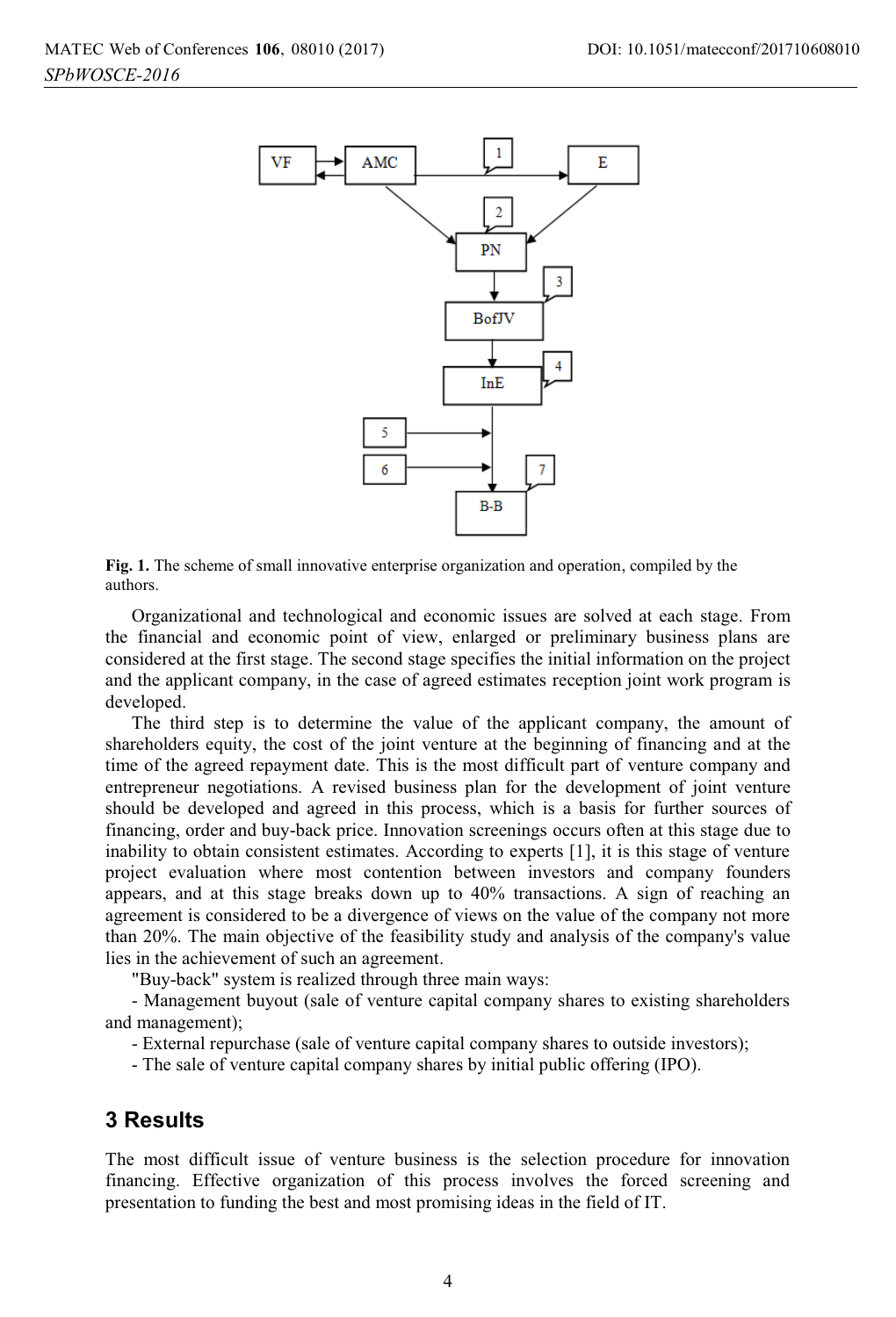VF

AMC

1

E

2

PN

3

BofJV

4

InE

5

6

7

B-B

**Fig. 1.** The scheme of small innovative enterprise organization and operation, compiled by the authors.

Organizational and technological and economic issues are solved at each stage. From the financial and economic point of view, enlarged or preliminary business plans are considered at the first stage. The second stage specifies the initial information on the project and the applicant company, in the case of agreed estimates reception joint work program is developed.

The third step is to determine the value of the applicant company, the amount of shareholders equity, the cost of the joint venture at the beginning of financing and at the time of the agreed repayment date. This is the most difficult part of venture company and entrepreneur negotiations. A revised business plan for the development of joint venture should be developed and agreed in this process, which is a basis for further sources of financing, order and buy-back price. Innovation screenings occurs often at this stage due to inability to obtain consistent estimates. According to experts [1], it is this stage of venture project evaluation where most contention between investors and company founders appears, and at this stage breaks down up to 40% transactions. A sign of reaching an agreement is considered to be a divergence of views on the value of the company not more than 20%. The main objective of the feasibility study and analysis of the company's value lies in the achievement of such an agreement.

"Buy-back" system is realized through three main ways:

- Management buyout (sale of venture capital company shares to existing shareholders and management);
- External repurchase (sale of venture capital company shares to outside investors);
- The sale of venture capital company shares by initial public offering (IPO).

## 3 Results

The most difficult issue of venture business is the selection procedure for innovation financing. Effective organization of this process involves the forced screening and presentation to funding the best and most promising ideas in the field of IT.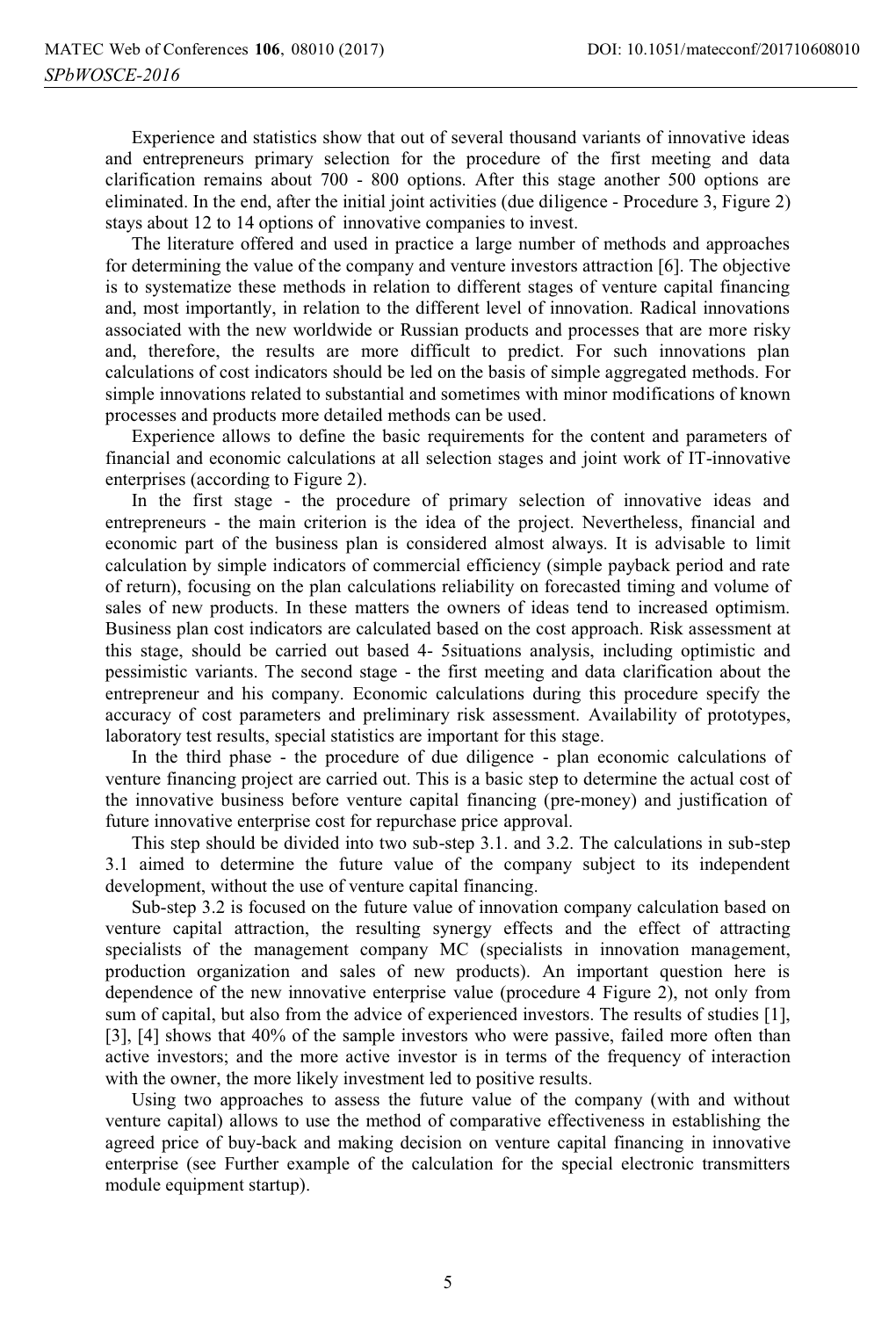Experience and statistics show that out of several thousand variants of innovative ideas and entrepreneurs primary selection for the procedure of the first meeting and data clarification remains about 700 - 800 options. After this stage another 500 options are eliminated. In the end, after the initial joint activities (due diligence - Procedure 3, Figure 2) stays about 12 to 14 options of innovative companies to invest.

The literature offered and used in practice a large number of methods and approaches for determining the value of the company and venture investors attraction [6]. The objective is to systematize these methods in relation to different stages of venture capital financing and, most importantly, in relation to the different level of innovation. Radical innovations associated with the new worldwide or Russian products and processes that are more risky and, therefore, the results are more difficult to predict. For such innovations plan calculations of cost indicators should be led on the basis of simple aggregated methods. For simple innovations related to substantial and sometimes with minor modifications of known processes and products more detailed methods can be used.

Experience allows to define the basic requirements for the content and parameters of financial and economic calculations at all selection stages and joint work of IT-innovative enterprises (according to Figure 2).

In the first stage - the procedure of primary selection of innovative ideas and entrepreneurs - the main criterion is the idea of the project. Nevertheless, financial and economic part of the business plan is considered almost always. It is advisable to limit calculation by simple indicators of commercial efficiency (simple payback period and rate of return), focusing on the plan calculations reliability on forecasted timing and volume of sales of new products. In these matters the owners of ideas tend to increased optimism. Business plan cost indicators are calculated based on the cost approach. Risk assessment at this stage, should be carried out based 4- 5situations analysis, including optimistic and pessimistic variants. The second stage - the first meeting and data clarification about the entrepreneur and his company. Economic calculations during this procedure specify the accuracy of cost parameters and preliminary risk assessment. Availability of prototypes, laboratory test results, special statistics are important for this stage.

In the third phase - the procedure of due diligence - plan economic calculations of venture financing project are carried out. This is a basic step to determine the actual cost of the innovative business before venture capital financing (pre-money) and justification of future innovative enterprise cost for repurchase price approval.

This step should be divided into two sub-step 3.1. and 3.2. The calculations in sub-step 3.1 aimed to determine the future value of the company subject to its independent development, without the use of venture capital financing.

Sub-step 3.2 is focused on the future value of innovation company calculation based on venture capital attraction, the resulting synergy effects and the effect of attracting specialists of the management company MC (specialists in innovation management, production organization and sales of new products). An important question here is dependence of the new innovative enterprise value (procedure 4 Figure 2), not only from sum of capital, but also from the advice of experienced investors. The results of studies [1], [3], [4] shows that 40% of the sample investors who were passive, failed more often than active investors; and the more active investor is in terms of the frequency of interaction with the owner, the more likely investment led to positive results.

Using two approaches to assess the future value of the company (with and without venture capital) allows to use the method of comparative effectiveness in establishing the agreed price of buy-back and making decision on venture capital financing in innovative enterprise (see Further example of the calculation for the special electronic transmitters module equipment startup).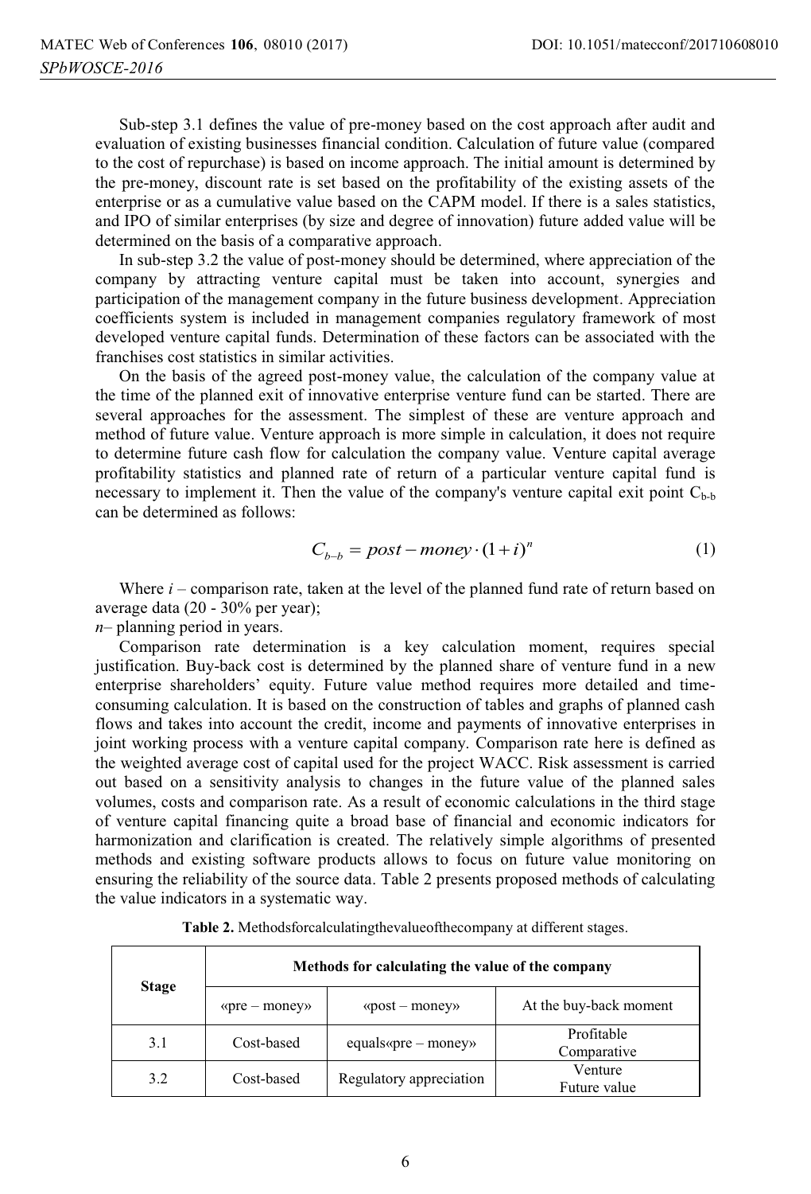Sub-step 3.1 defines the value of pre-money based on the cost approach after audit and evaluation of existing businesses financial condition. Calculation of future value (compared to the cost of repurchase) is based on income approach. The initial amount is determined by the pre-money, discount rate is set based on the profitability of the existing assets of the enterprise or as a cumulative value based on the CAPM model. If there is a sales statistics, and IPO of similar enterprises (by size and degree of innovation) future added value will be determined on the basis of a comparative approach.

In sub-step 3.2 the value of post-money should be determined, where appreciation of the company by attracting venture capital must be taken into account, synergies and participation of the management company in the future business development. Appreciation coefficients system is included in management companies regulatory framework of most developed venture capital funds. Determination of these factors can be associated with the franchises cost statistics in similar activities.

On the basis of the agreed post-money value, the calculation of the company value at the time of the planned exit of innovative enterprise venture fund can be started. There are several approaches for the assessment. The simplest of these are venture approach and method of future value. Venture approach is more simple in calculation, it does not require to determine future cash flow for calculation the company value. Venture capital average profitability statistics and planned rate of return of a particular venture capital fund is necessary to implement it. Then the value of the company's venture capital exit point $C_{b-b}$ can be determined as follows:

$$C_{b-b} = post - money \cdot (1+i)^n \tag{1}$$

Where $i$ – comparison rate, taken at the level of the planned fund rate of return based on average data (20 - 30% per year);
$n$– planning period in years.

Comparison rate determination is a key calculation moment, requires special justification. Buy-back cost is determined by the planned share of venture fund in a new enterprise shareholders' equity. Future value method requires more detailed and time-consuming calculation. It is based on the construction of tables and graphs of planned cash flows and takes into account the credit, income and payments of innovative enterprises in joint working process with a venture capital company. Comparison rate here is defined as the weighted average cost of capital used for the project WACC. Risk assessment is carried out based on a sensitivity analysis to changes in the future value of the planned sales volumes, costs and comparison rate. As a result of economic calculations in the third stage of venture capital financing quite a broad base of financial and economic indicators for harmonization and clarification is created. The relatively simple algorithms of presented methods and existing software products allows to focus on future value monitoring on ensuring the reliability of the source data. Table 2 presents proposed methods of calculating the value indicators in a systematic way.

**Table 2.** Methodsforcalculatingthevalueofthecompany at different stages.

| Stage | Methods for calculating the value of the company | | |
|---|---|---|---|
| | «pre – money» | «post – money» | At the buy-back moment |
| 3.1 | Cost-based | equals«pre – money» | Profitable Comparative |
| 3.2 | Cost-based | Regulatory appreciation | Venture Future value |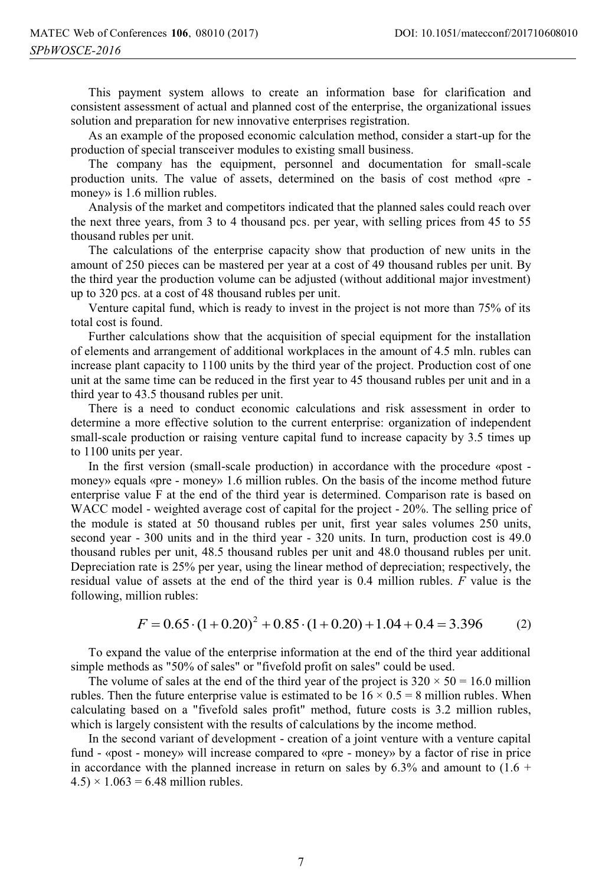This payment system allows to create an information base for clarification and consistent assessment of actual and planned cost of the enterprise, the organizational issues solution and preparation for new innovative enterprises registration.

As an example of the proposed economic calculation method, consider a start-up for the production of special transceiver modules to existing small business.

The company has the equipment, personnel and documentation for small-scale production units. The value of assets, determined on the basis of cost method «pre - money» is 1.6 million rubles.

Analysis of the market and competitors indicated that the planned sales could reach over the next three years, from 3 to 4 thousand pcs. per year, with selling prices from 45 to 55 thousand rubles per unit.

The calculations of the enterprise capacity show that production of new units in the amount of 250 pieces can be mastered per year at a cost of 49 thousand rubles per unit. By the third year the production volume can be adjusted (without additional major investment) up to 320 pcs. at a cost of 48 thousand rubles per unit.

Venture capital fund, which is ready to invest in the project is not more than 75% of its total cost is found.

Further calculations show that the acquisition of special equipment for the installation of elements and arrangement of additional workplaces in the amount of 4.5 mln. rubles can increase plant capacity to 1100 units by the third year of the project. Production cost of one unit at the same time can be reduced in the first year to 45 thousand rubles per unit and in a third year to 43.5 thousand rubles per unit.

There is a need to conduct economic calculations and risk assessment in order to determine a more effective solution to the current enterprise: organization of independent small-scale production or raising venture capital fund to increase capacity by 3.5 times up to 1100 units per year.

In the first version (small-scale production) in accordance with the procedure «post - money» equals «pre - money» 1.6 million rubles. On the basis of the income method future enterprise value F at the end of the third year is determined. Comparison rate is based on WACC model - weighted average cost of capital for the project - 20%. The selling price of the module is stated at 50 thousand rubles per unit, first year sales volumes 250 units, second year - 300 units and in the third year - 320 units. In turn, production cost is 49.0 thousand rubles per unit, 48.5 thousand rubles per unit and 48.0 thousand rubles per unit. Depreciation rate is 25% per year, using the linear method of depreciation; respectively, the residual value of assets at the end of the third year is 0.4 million rubles. $F$ value is the following, million rubles:

$$F = 0.65 \cdot (1 + 0.20)^2 + 0.85 \cdot (1 + 0.20) + 1.04 + 0.4 = 3.396 \quad (2)$$

To expand the value of the enterprise information at the end of the third year additional simple methods as "50% of sales" or "fivefold profit on sales" could be used.

The volume of sales at the end of the third year of the project is $320 \times 50 = 16.0$ million rubles. Then the future enterprise value is estimated to be $16 \times 0.5 = 8$ million rubles. When calculating based on a "fivefold sales profit" method, future costs is 3.2 million rubles, which is largely consistent with the results of calculations by the income method.

In the second variant of development - creation of a joint venture with a venture capital fund - «post - money» will increase compared to «pre - money» by a factor of rise in price in accordance with the planned increase in return on sales by 6.3% and amount to $(1.6 + 4.5) \times 1.063 = 6.48$ million rubles.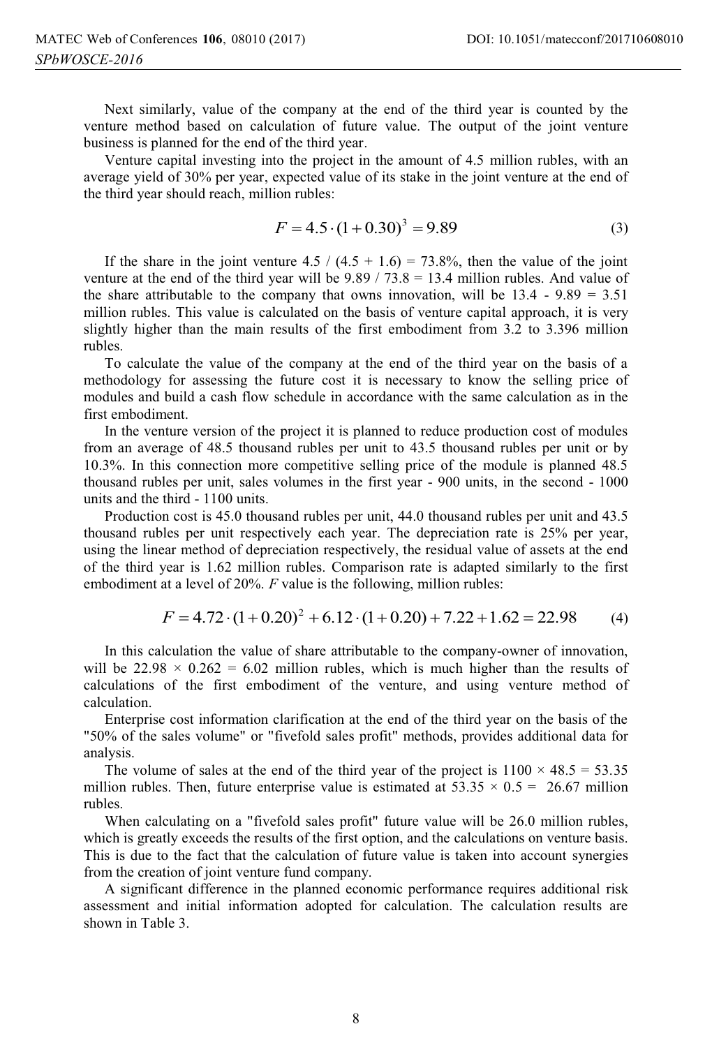Next similarly, value of the company at the end of the third year is counted by the venture method based on calculation of future value. The output of the joint venture business is planned for the end of the third year.

Venture capital investing into the project in the amount of 4.5 million rubles, with an average yield of 30% per year, expected value of its stake in the joint venture at the end of the third year should reach, million rubles:

$$F = 4.5 \cdot (1 + 0.30)^3 = 9.89 \tag{3}$$

If the share in the joint venture 4.5 / (4.5 + 1.6) = 73.8%, then the value of the joint venture at the end of the third year will be 9.89 / 73.8 = 13.4 million rubles. And value of the share attributable to the company that owns innovation, will be 13.4 - 9.89 = 3.51 million rubles. This value is calculated on the basis of venture capital approach, it is very slightly higher than the main results of the first embodiment from 3.2 to 3.396 million rubles.

To calculate the value of the company at the end of the third year on the basis of a methodology for assessing the future cost it is necessary to know the selling price of modules and build a cash flow schedule in accordance with the same calculation as in the first embodiment.

In the venture version of the project it is planned to reduce production cost of modules from an average of 48.5 thousand rubles per unit to 43.5 thousand rubles per unit or by 10.3%. In this connection more competitive selling price of the module is planned 48.5 thousand rubles per unit, sales volumes in the first year - 900 units, in the second - 1000 units and the third - 1100 units.

Production cost is 45.0 thousand rubles per unit, 44.0 thousand rubles per unit and 43.5 thousand rubles per unit respectively each year. The depreciation rate is 25% per year, using the linear method of depreciation respectively, the residual value of assets at the end of the third year is 1.62 million rubles. Comparison rate is adapted similarly to the first embodiment at a level of 20%. $F$ value is the following, million rubles:

$$F = 4.72 \cdot (1 + 0.20)^2 + 6.12 \cdot (1 + 0.20) + 7.22 + 1.62 = 22.98 \tag{4}$$

In this calculation the value of share attributable to the company-owner of innovation, will be 22.98 × 0.262 = 6.02 million rubles, which is much higher than the results of calculations of the first embodiment of the venture, and using venture method of calculation.

Enterprise cost information clarification at the end of the third year on the basis of the "50% of the sales volume" or "fivefold sales profit" methods, provides additional data for analysis.

The volume of sales at the end of the third year of the project is 1100 × 48.5 = 53.35 million rubles. Then, future enterprise value is estimated at 53.35 × 0.5 = 26.67 million rubles.

When calculating on a "fivefold sales profit" future value will be 26.0 million rubles, which is greatly exceeds the results of the first option, and the calculations on venture basis. This is due to the fact that the calculation of future value is taken into account synergies from the creation of joint venture fund company.

A significant difference in the planned economic performance requires additional risk assessment and initial information adopted for calculation. The calculation results are shown in Table 3.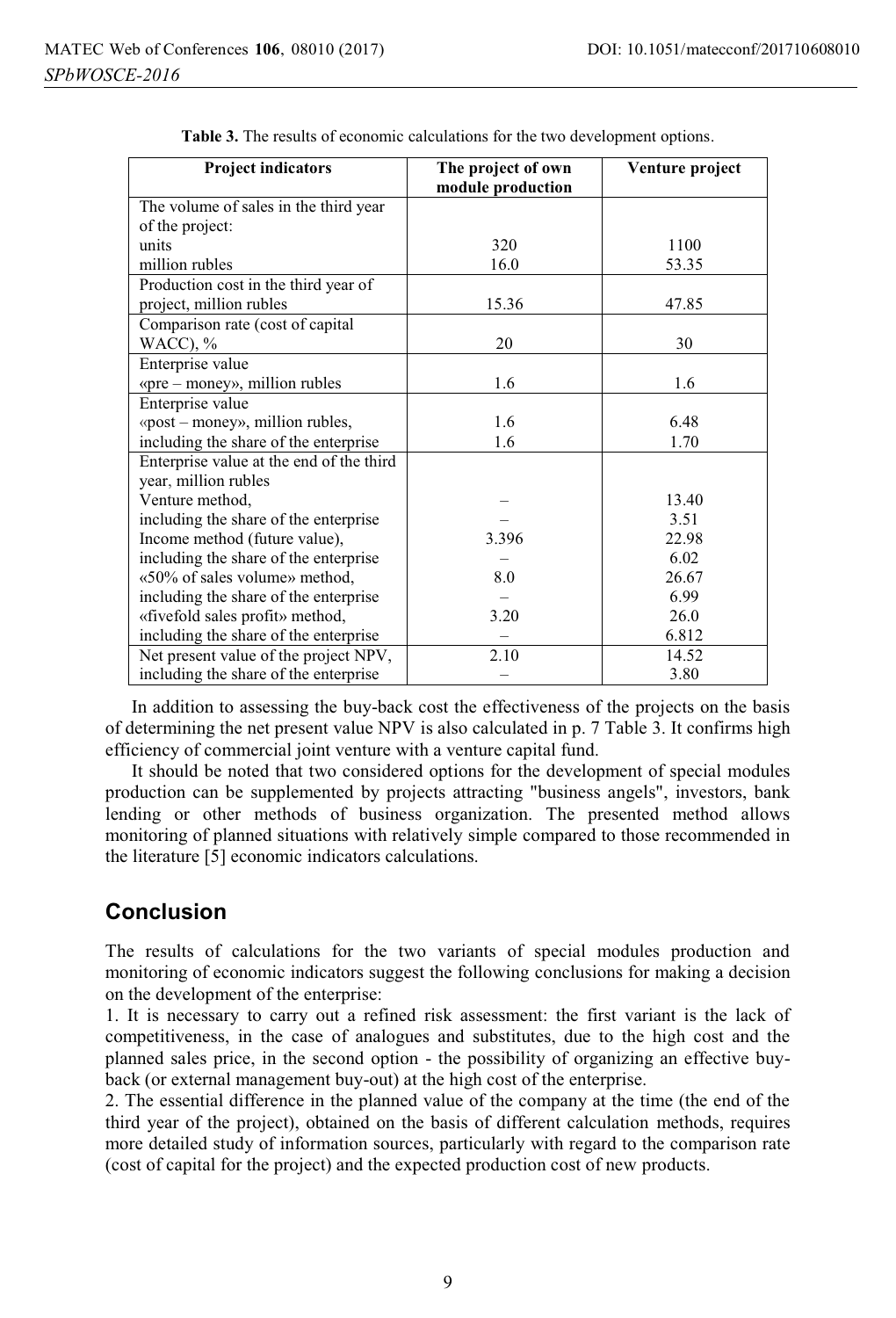**Table 3.** The results of economic calculations for the two development options.

| Project indicators | The project of own module production | Venture project |
|---|---|---|
| The volume of sales in the third year of the project: | | |
| units | 320 | 1100 |
| million rubles | 16.0 | 53.35 |
| Production cost in the third year of project, million rubles | 15.36 | 47.85 |
| Comparison rate (cost of capital WACC), % | 20 | 30 |
| Enterprise value «pre – money», million rubles | 1.6 | 1.6 |
| Enterprise value «post – money», million rubles, | 1.6 | 6.48 |
| including the share of the enterprise | 1.6 | 1.70 |
| Enterprise value at the end of the third year, million rubles | | |
| Venture method, | – | 13.40 |
| including the share of the enterprise | – | 3.51 |
| Income method (future value), | 3.396 | 22.98 |
| including the share of the enterprise | – | 6.02 |
| «50% of sales volume» method, | 8.0 | 26.67 |
| including the share of the enterprise | – | 6.99 |
| «fivefold sales profit» method, | 3.20 | 26.0 |
| including the share of the enterprise | – | 6.812 |
| Net present value of the project NPV, | 2.10 | 14.52 |
| including the share of the enterprise | – | 3.80 |

In addition to assessing the buy-back cost the effectiveness of the projects on the basis of determining the net present value NPV is also calculated in p. 7 Table 3. It confirms high efficiency of commercial joint venture with a venture capital fund.

It should be noted that two considered options for the development of special modules production can be supplemented by projects attracting "business angels", investors, bank lending or other methods of business organization. The presented method allows monitoring of planned situations with relatively simple compared to those recommended in the literature [5] economic indicators calculations.

## Conclusion

The results of calculations for the two variants of special modules production and monitoring of economic indicators suggest the following conclusions for making a decision on the development of the enterprise:

1. It is necessary to carry out a refined risk assessment: the first variant is the lack of competitiveness, in the case of analogues and substitutes, due to the high cost and the planned sales price, in the second option - the possibility of organizing an effective buy-back (or external management buy-out) at the high cost of the enterprise.
2. The essential difference in the planned value of the company at the time (the end of the third year of the project), obtained on the basis of different calculation methods, requires more detailed study of information sources, particularly with regard to the comparison rate (cost of capital for the project) and the expected production cost of new products.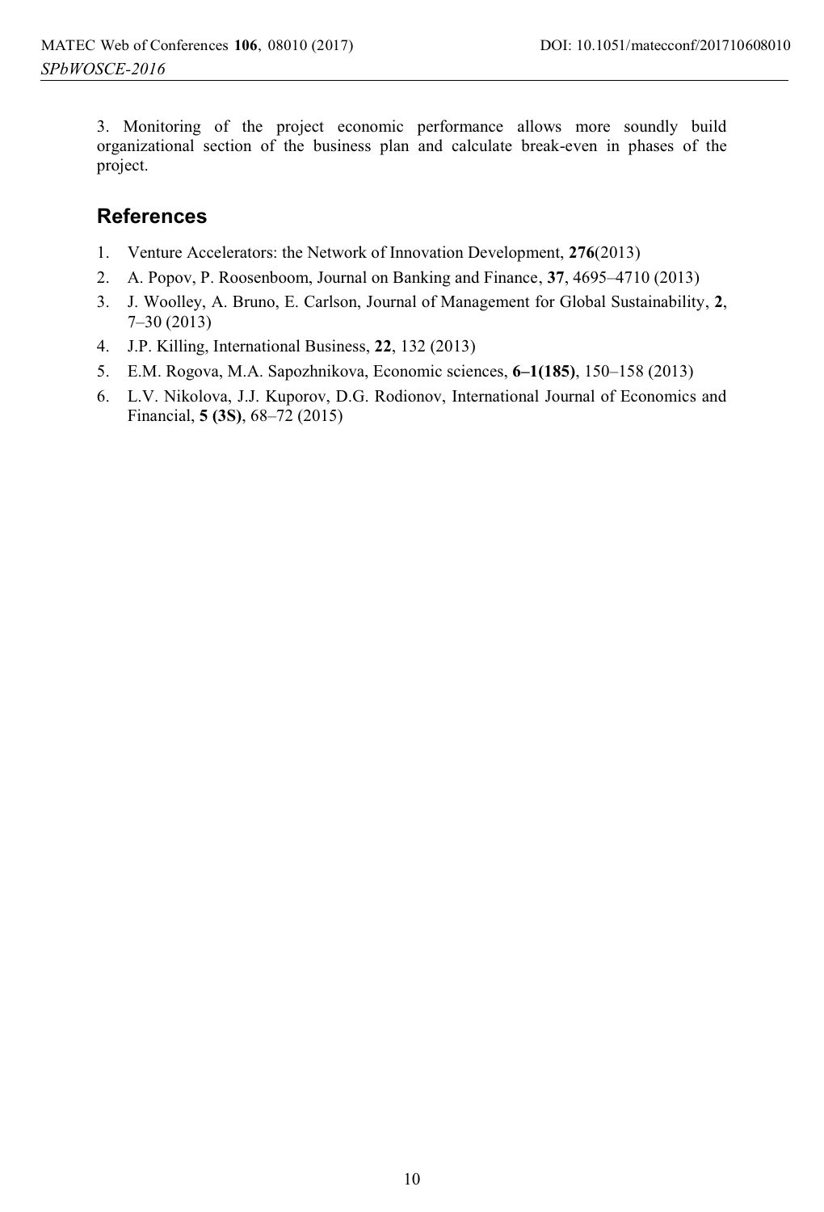3. Monitoring of the project economic performance allows more soundly build organizational section of the business plan and calculate break-even in phases of the project.

## References

1. Venture Accelerators: the Network of Innovation Development, **276**(2013)
2. A. Popov, P. Roosenboom, Journal on Banking and Finance, **37**, 4695–4710 (2013)
3. J. Woolley, A. Bruno, E. Carlson, Journal of Management for Global Sustainability, **2**, 7–30 (2013)
4. J.P. Killing, International Business, **22**, 132 (2013)
5. E.M. Rogova, M.A. Sapozhnikova, Economic sciences, **6–1(185)**, 150–158 (2013)
6. L.V. Nikolova, J.J. Kuporov, D.G. Rodionov, International Journal of Economics and Financial, **5 (3S)**, 68–72 (2015)